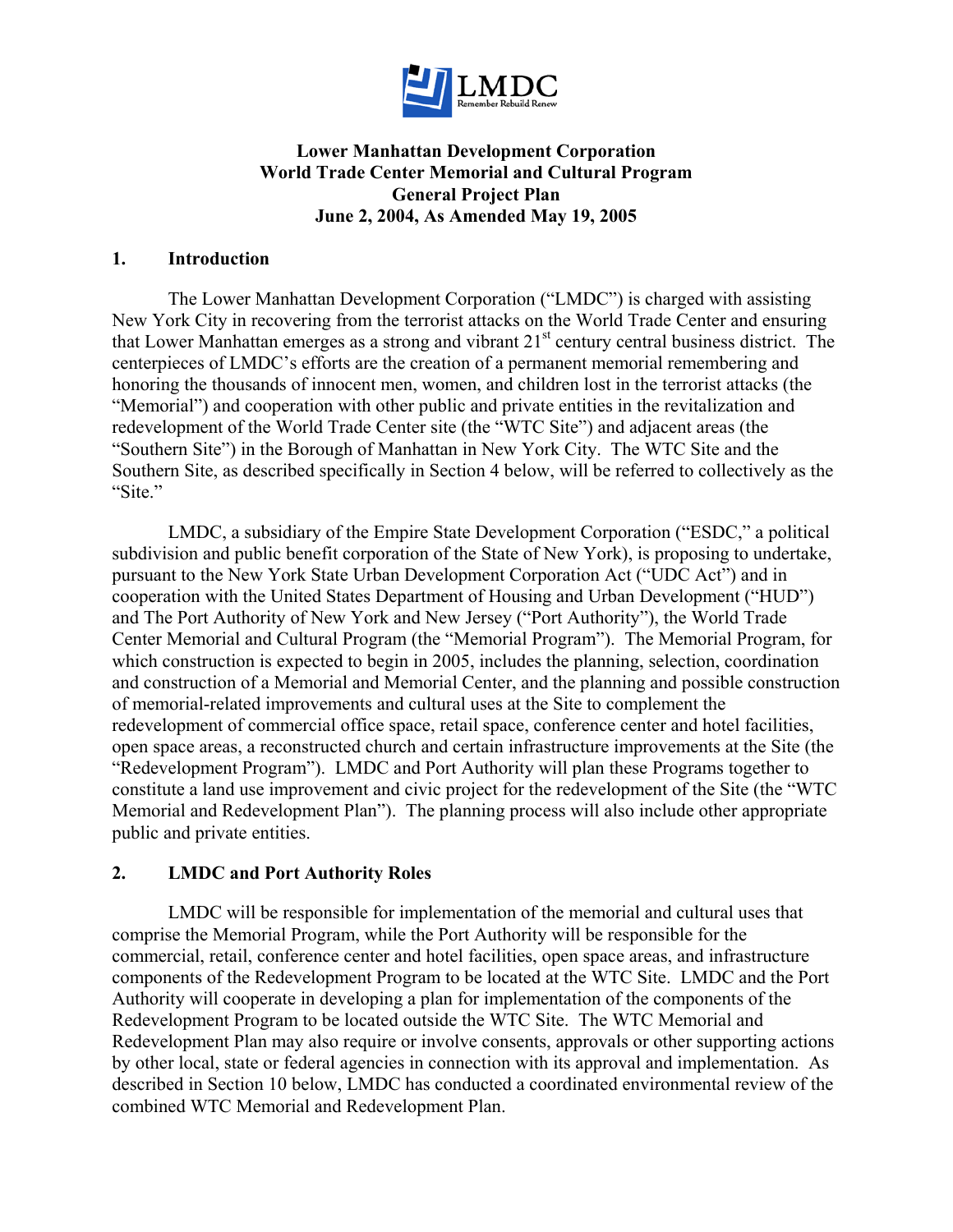LMDC
Remember Rebuild Renew

**Lower Manhattan Development Corporation**
**World Trade Center Memorial and Cultural Program**
**General Project Plan**
**June 2, 2004, As Amended May 19, 2005**

## 1. Introduction

The Lower Manhattan Development Corporation ("LMDC") is charged with assisting New York City in recovering from the terrorist attacks on the World Trade Center and ensuring that Lower Manhattan emerges as a strong and vibrant 21st century central business district. The centerpieces of LMDC's efforts are the creation of a permanent memorial remembering and honoring the thousands of innocent men, women, and children lost in the terrorist attacks (the "Memorial") and cooperation with other public and private entities in the revitalization and redevelopment of the World Trade Center site (the "WTC Site") and adjacent areas (the "Southern Site") in the Borough of Manhattan in New York City. The WTC Site and the Southern Site, as described specifically in Section 4 below, will be referred to collectively as the "Site."

LMDC, a subsidiary of the Empire State Development Corporation ("ESDC," a political subdivision and public benefit corporation of the State of New York), is proposing to undertake, pursuant to the New York State Urban Development Corporation Act ("UDC Act") and in cooperation with the United States Department of Housing and Urban Development ("HUD") and The Port Authority of New York and New Jersey ("Port Authority"), the World Trade Center Memorial and Cultural Program (the "Memorial Program"). The Memorial Program, for which construction is expected to begin in 2005, includes the planning, selection, coordination and construction of a Memorial and Memorial Center, and the planning and possible construction of memorial-related improvements and cultural uses at the Site to complement the redevelopment of commercial office space, retail space, conference center and hotel facilities, open space areas, a reconstructed church and certain infrastructure improvements at the Site (the "Redevelopment Program"). LMDC and Port Authority will plan these Programs together to constitute a land use improvement and civic project for the redevelopment of the Site (the "WTC Memorial and Redevelopment Plan"). The planning process will also include other appropriate public and private entities.

## 2. LMDC and Port Authority Roles

LMDC will be responsible for implementation of the memorial and cultural uses that comprise the Memorial Program, while the Port Authority will be responsible for the commercial, retail, conference center and hotel facilities, open space areas, and infrastructure components of the Redevelopment Program to be located at the WTC Site. LMDC and the Port Authority will cooperate in developing a plan for implementation of the components of the Redevelopment Program to be located outside the WTC Site. The WTC Memorial and Redevelopment Plan may also require or involve consents, approvals or other supporting actions by other local, state or federal agencies in connection with its approval and implementation. As described in Section 10 below, LMDC has conducted a coordinated environmental review of the combined WTC Memorial and Redevelopment Plan.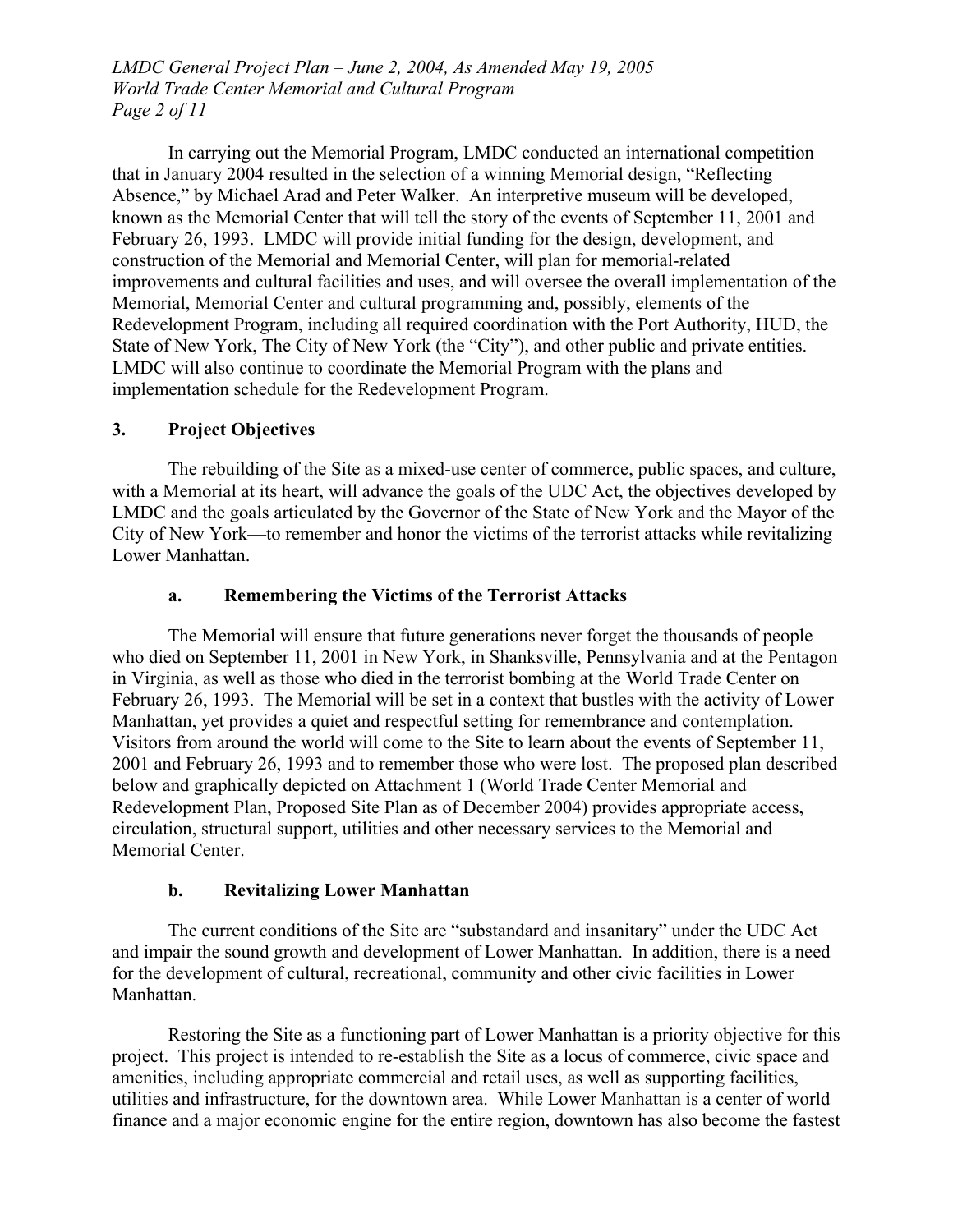In carrying out the Memorial Program, LMDC conducted an international competition that in January 2004 resulted in the selection of a winning Memorial design, "Reflecting Absence," by Michael Arad and Peter Walker. An interpretive museum will be developed, known as the Memorial Center that will tell the story of the events of September 11, 2001 and February 26, 1993. LMDC will provide initial funding for the design, development, and construction of the Memorial and Memorial Center, will plan for memorial-related improvements and cultural facilities and uses, and will oversee the overall implementation of the Memorial, Memorial Center and cultural programming and, possibly, elements of the Redevelopment Program, including all required coordination with the Port Authority, HUD, the State of New York, The City of New York (the "City"), and other public and private entities. LMDC will also continue to coordinate the Memorial Program with the plans and implementation schedule for the Redevelopment Program.

## 3. Project Objectives

The rebuilding of the Site as a mixed-use center of commerce, public spaces, and culture, with a Memorial at its heart, will advance the goals of the UDC Act, the objectives developed by LMDC and the goals articulated by the Governor of the State of New York and the Mayor of the City of New York—to remember and honor the victims of the terrorist attacks while revitalizing Lower Manhattan.

### a. Remembering the Victims of the Terrorist Attacks

The Memorial will ensure that future generations never forget the thousands of people who died on September 11, 2001 in New York, in Shanksville, Pennsylvania and at the Pentagon in Virginia, as well as those who died in the terrorist bombing at the World Trade Center on February 26, 1993. The Memorial will be set in a context that bustles with the activity of Lower Manhattan, yet provides a quiet and respectful setting for remembrance and contemplation. Visitors from around the world will come to the Site to learn about the events of September 11, 2001 and February 26, 1993 and to remember those who were lost. The proposed plan described below and graphically depicted on Attachment 1 (World Trade Center Memorial and Redevelopment Plan, Proposed Site Plan as of December 2004) provides appropriate access, circulation, structural support, utilities and other necessary services to the Memorial and Memorial Center.

### b. Revitalizing Lower Manhattan

The current conditions of the Site are "substandard and insanitary" under the UDC Act and impair the sound growth and development of Lower Manhattan. In addition, there is a need for the development of cultural, recreational, community and other civic facilities in Lower Manhattan.

Restoring the Site as a functioning part of Lower Manhattan is a priority objective for this project. This project is intended to re-establish the Site as a locus of commerce, civic space and amenities, including appropriate commercial and retail uses, as well as supporting facilities, utilities and infrastructure, for the downtown area. While Lower Manhattan is a center of world finance and a major economic engine for the entire region, downtown has also become the fastest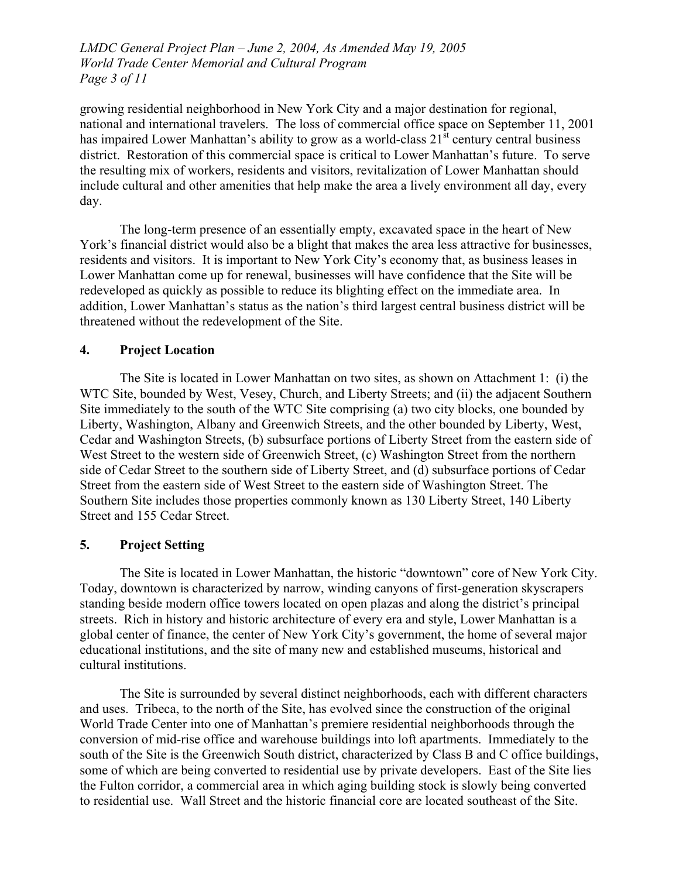growing residential neighborhood in New York City and a major destination for regional, national and international travelers. The loss of commercial office space on September 11, 2001 has impaired Lower Manhattan's ability to grow as a world-class 21st century central business district. Restoration of this commercial space is critical to Lower Manhattan's future. To serve the resulting mix of workers, residents and visitors, revitalization of Lower Manhattan should include cultural and other amenities that help make the area a lively environment all day, every day.

The long-term presence of an essentially empty, excavated space in the heart of New York's financial district would also be a blight that makes the area less attractive for businesses, residents and visitors. It is important to New York City's economy that, as business leases in Lower Manhattan come up for renewal, businesses will have confidence that the Site will be redeveloped as quickly as possible to reduce its blighting effect on the immediate area. In addition, Lower Manhattan's status as the nation's third largest central business district will be threatened without the redevelopment of the Site.

## 4. Project Location

The Site is located in Lower Manhattan on two sites, as shown on Attachment 1: (i) the WTC Site, bounded by West, Vesey, Church, and Liberty Streets; and (ii) the adjacent Southern Site immediately to the south of the WTC Site comprising (a) two city blocks, one bounded by Liberty, Washington, Albany and Greenwich Streets, and the other bounded by Liberty, West, Cedar and Washington Streets, (b) subsurface portions of Liberty Street from the eastern side of West Street to the western side of Greenwich Street, (c) Washington Street from the northern side of Cedar Street to the southern side of Liberty Street, and (d) subsurface portions of Cedar Street from the eastern side of West Street to the eastern side of Washington Street. The Southern Site includes those properties commonly known as 130 Liberty Street, 140 Liberty Street and 155 Cedar Street.

## 5. Project Setting

The Site is located in Lower Manhattan, the historic "downtown" core of New York City. Today, downtown is characterized by narrow, winding canyons of first-generation skyscrapers standing beside modern office towers located on open plazas and along the district's principal streets. Rich in history and historic architecture of every era and style, Lower Manhattan is a global center of finance, the center of New York City's government, the home of several major educational institutions, and the site of many new and established museums, historical and cultural institutions.

The Site is surrounded by several distinct neighborhoods, each with different characters and uses. Tribeca, to the north of the Site, has evolved since the construction of the original World Trade Center into one of Manhattan's premiere residential neighborhoods through the conversion of mid-rise office and warehouse buildings into loft apartments. Immediately to the south of the Site is the Greenwich South district, characterized by Class B and C office buildings, some of which are being converted to residential use by private developers. East of the Site lies the Fulton corridor, a commercial area in which aging building stock is slowly being converted to residential use. Wall Street and the historic financial core are located southeast of the Site.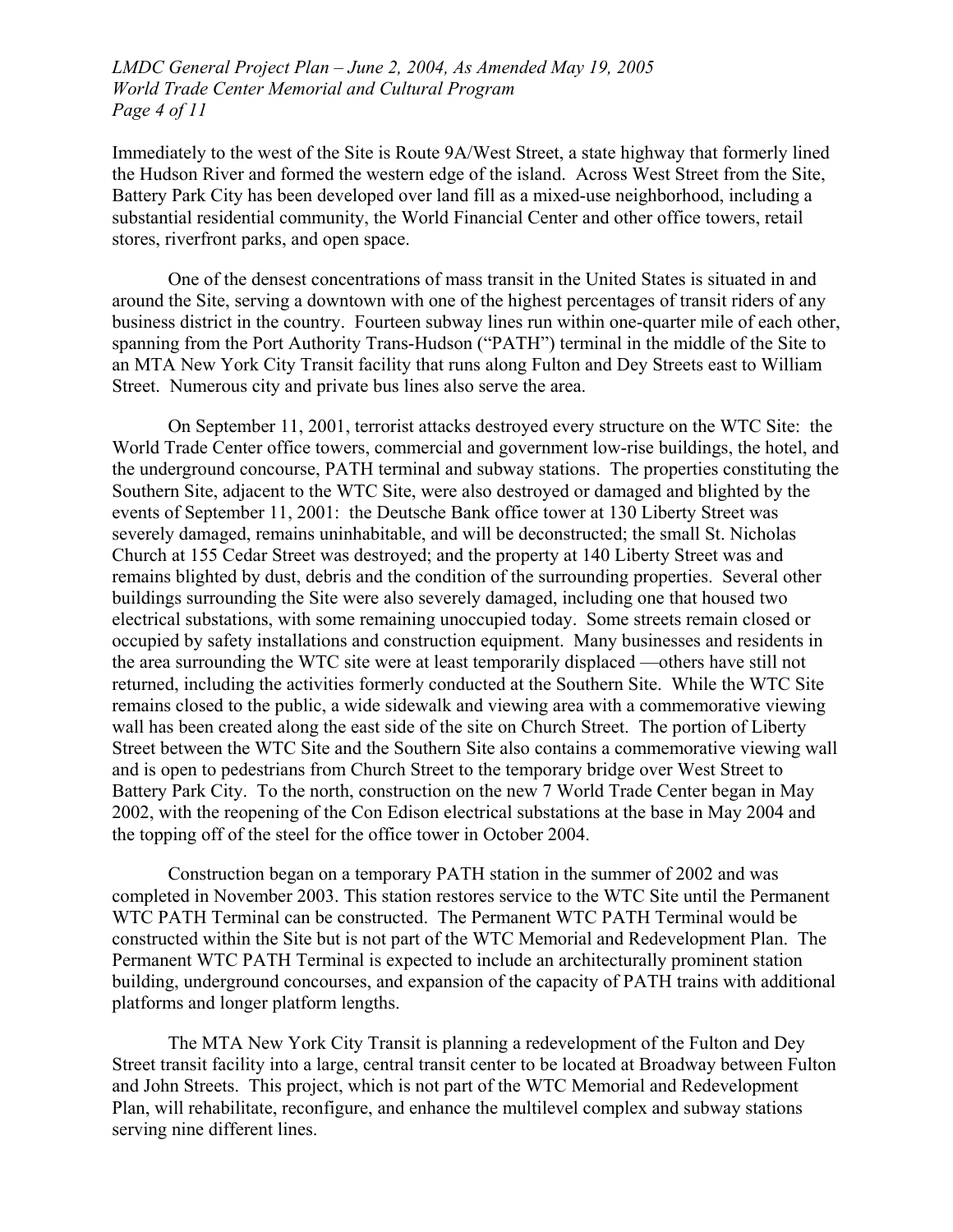Immediately to the west of the Site is Route 9A/West Street, a state highway that formerly lined the Hudson River and formed the western edge of the island. Across West Street from the Site, Battery Park City has been developed over land fill as a mixed-use neighborhood, including a substantial residential community, the World Financial Center and other office towers, retail stores, riverfront parks, and open space.

One of the densest concentrations of mass transit in the United States is situated in and around the Site, serving a downtown with one of the highest percentages of transit riders of any business district in the country. Fourteen subway lines run within one-quarter mile of each other, spanning from the Port Authority Trans-Hudson ("PATH") terminal in the middle of the Site to an MTA New York City Transit facility that runs along Fulton and Dey Streets east to William Street. Numerous city and private bus lines also serve the area.

On September 11, 2001, terrorist attacks destroyed every structure on the WTC Site: the World Trade Center office towers, commercial and government low-rise buildings, the hotel, and the underground concourse, PATH terminal and subway stations. The properties constituting the Southern Site, adjacent to the WTC Site, were also destroyed or damaged and blighted by the events of September 11, 2001: the Deutsche Bank office tower at 130 Liberty Street was severely damaged, remains uninhabitable, and will be deconstructed; the small St. Nicholas Church at 155 Cedar Street was destroyed; and the property at 140 Liberty Street was and remains blighted by dust, debris and the condition of the surrounding properties. Several other buildings surrounding the Site were also severely damaged, including one that housed two electrical substations, with some remaining unoccupied today. Some streets remain closed or occupied by safety installations and construction equipment. Many businesses and residents in the area surrounding the WTC site were at least temporarily displaced —others have still not returned, including the activities formerly conducted at the Southern Site. While the WTC Site remains closed to the public, a wide sidewalk and viewing area with a commemorative viewing wall has been created along the east side of the site on Church Street. The portion of Liberty Street between the WTC Site and the Southern Site also contains a commemorative viewing wall and is open to pedestrians from Church Street to the temporary bridge over West Street to Battery Park City. To the north, construction on the new 7 World Trade Center began in May 2002, with the reopening of the Con Edison electrical substations at the base in May 2004 and the topping off of the steel for the office tower in October 2004.

Construction began on a temporary PATH station in the summer of 2002 and was completed in November 2003. This station restores service to the WTC Site until the Permanent WTC PATH Terminal can be constructed. The Permanent WTC PATH Terminal would be constructed within the Site but is not part of the WTC Memorial and Redevelopment Plan. The Permanent WTC PATH Terminal is expected to include an architecturally prominent station building, underground concourses, and expansion of the capacity of PATH trains with additional platforms and longer platform lengths.

The MTA New York City Transit is planning a redevelopment of the Fulton and Dey Street transit facility into a large, central transit center to be located at Broadway between Fulton and John Streets. This project, which is not part of the WTC Memorial and Redevelopment Plan, will rehabilitate, reconfigure, and enhance the multilevel complex and subway stations serving nine different lines.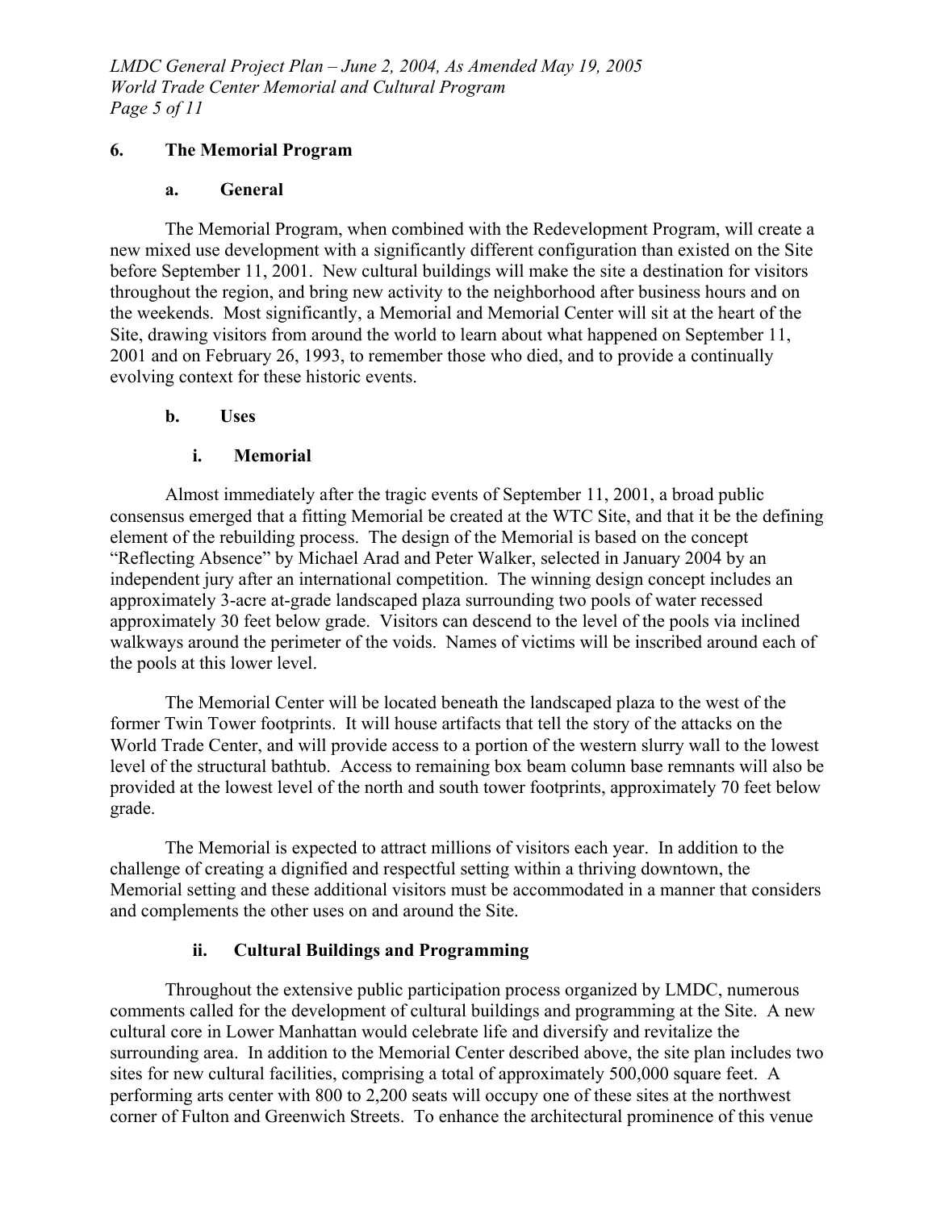## 6. The Memorial Program

### a. General

The Memorial Program, when combined with the Redevelopment Program, will create a new mixed use development with a significantly different configuration than existed on the Site before September 11, 2001. New cultural buildings will make the site a destination for visitors throughout the region, and bring new activity to the neighborhood after business hours and on the weekends. Most significantly, a Memorial and Memorial Center will sit at the heart of the Site, drawing visitors from around the world to learn about what happened on September 11, 2001 and on February 26, 1993, to remember those who died, and to provide a continually evolving context for these historic events.

### b. Uses

#### i. Memorial

Almost immediately after the tragic events of September 11, 2001, a broad public consensus emerged that a fitting Memorial be created at the WTC Site, and that it be the defining element of the rebuilding process. The design of the Memorial is based on the concept "Reflecting Absence" by Michael Arad and Peter Walker, selected in January 2004 by an independent jury after an international competition. The winning design concept includes an approximately 3-acre at-grade landscaped plaza surrounding two pools of water recessed approximately 30 feet below grade. Visitors can descend to the level of the pools via inclined walkways around the perimeter of the voids. Names of victims will be inscribed around each of the pools at this lower level.

The Memorial Center will be located beneath the landscaped plaza to the west of the former Twin Tower footprints. It will house artifacts that tell the story of the attacks on the World Trade Center, and will provide access to a portion of the western slurry wall to the lowest level of the structural bathtub. Access to remaining box beam column base remnants will also be provided at the lowest level of the north and south tower footprints, approximately 70 feet below grade.

The Memorial is expected to attract millions of visitors each year. In addition to the challenge of creating a dignified and respectful setting within a thriving downtown, the Memorial setting and these additional visitors must be accommodated in a manner that considers and complements the other uses on and around the Site.

#### ii. Cultural Buildings and Programming

Throughout the extensive public participation process organized by LMDC, numerous comments called for the development of cultural buildings and programming at the Site. A new cultural core in Lower Manhattan would celebrate life and diversify and revitalize the surrounding area. In addition to the Memorial Center described above, the site plan includes two sites for new cultural facilities, comprising a total of approximately 500,000 square feet. A performing arts center with 800 to 2,200 seats will occupy one of these sites at the northwest corner of Fulton and Greenwich Streets. To enhance the architectural prominence of this venue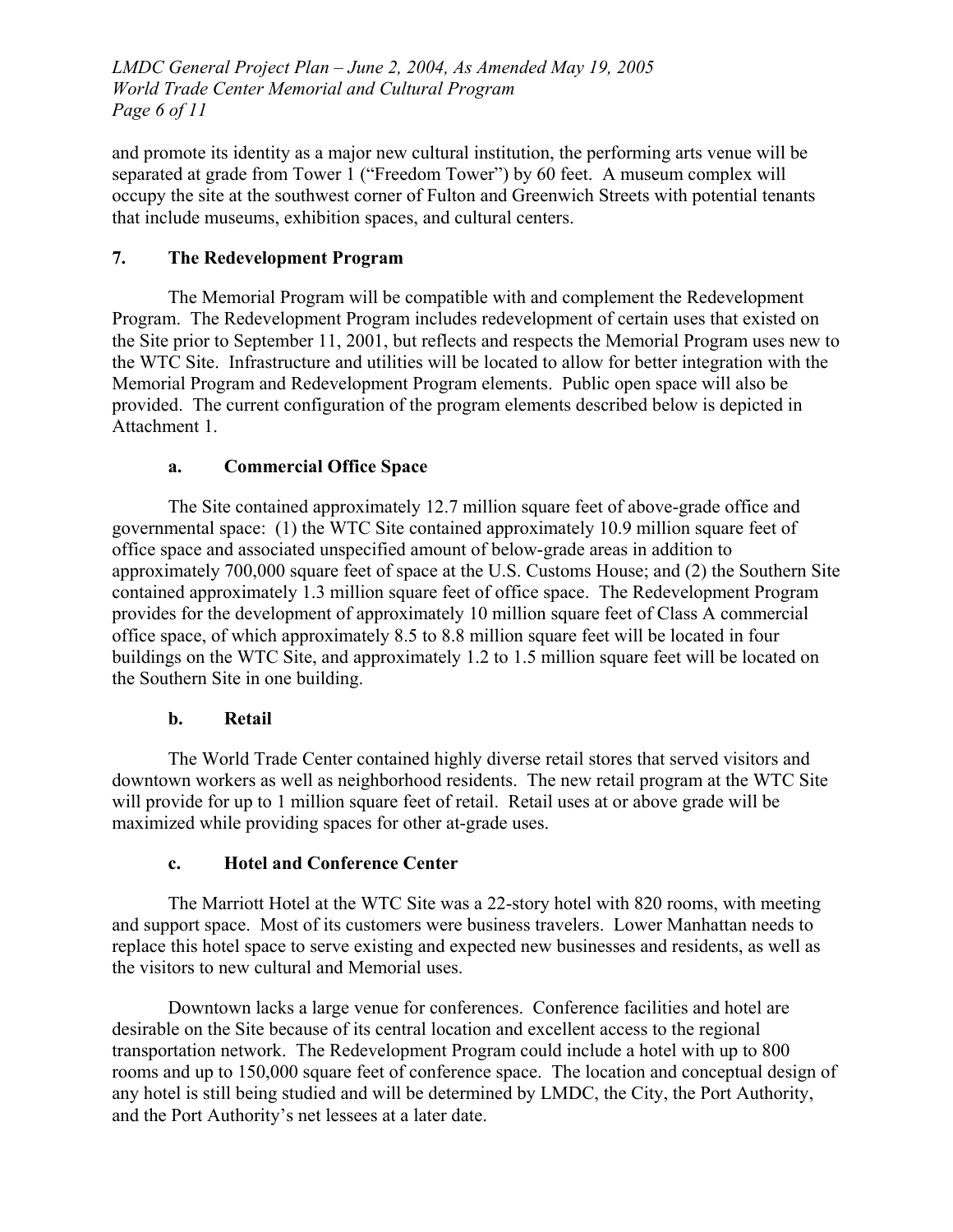and promote its identity as a major new cultural institution, the performing arts venue will be separated at grade from Tower 1 ("Freedom Tower") by 60 feet. A museum complex will occupy the site at the southwest corner of Fulton and Greenwich Streets with potential tenants that include museums, exhibition spaces, and cultural centers.

## 7. The Redevelopment Program

The Memorial Program will be compatible with and complement the Redevelopment Program. The Redevelopment Program includes redevelopment of certain uses that existed on the Site prior to September 11, 2001, but reflects and respects the Memorial Program uses new to the WTC Site. Infrastructure and utilities will be located to allow for better integration with the Memorial Program and Redevelopment Program elements. Public open space will also be provided. The current configuration of the program elements described below is depicted in Attachment 1.

### a. Commercial Office Space

The Site contained approximately 12.7 million square feet of above-grade office and governmental space: (1) the WTC Site contained approximately 10.9 million square feet of office space and associated unspecified amount of below-grade areas in addition to approximately 700,000 square feet of space at the U.S. Customs House; and (2) the Southern Site contained approximately 1.3 million square feet of office space. The Redevelopment Program provides for the development of approximately 10 million square feet of Class A commercial office space, of which approximately 8.5 to 8.8 million square feet will be located in four buildings on the WTC Site, and approximately 1.2 to 1.5 million square feet will be located on the Southern Site in one building.

### b. Retail

The World Trade Center contained highly diverse retail stores that served visitors and downtown workers as well as neighborhood residents. The new retail program at the WTC Site will provide for up to 1 million square feet of retail. Retail uses at or above grade will be maximized while providing spaces for other at-grade uses.

### c. Hotel and Conference Center

The Marriott Hotel at the WTC Site was a 22-story hotel with 820 rooms, with meeting and support space. Most of its customers were business travelers. Lower Manhattan needs to replace this hotel space to serve existing and expected new businesses and residents, as well as the visitors to new cultural and Memorial uses.

Downtown lacks a large venue for conferences. Conference facilities and hotel are desirable on the Site because of its central location and excellent access to the regional transportation network. The Redevelopment Program could include a hotel with up to 800 rooms and up to 150,000 square feet of conference space. The location and conceptual design of any hotel is still being studied and will be determined by LMDC, the City, the Port Authority, and the Port Authority's net lessees at a later date.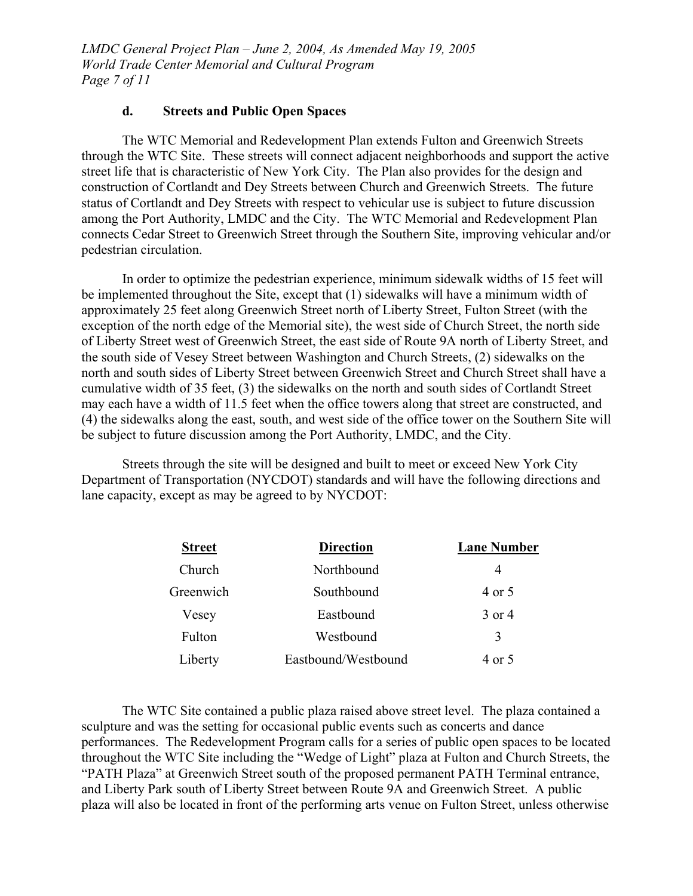### d. Streets and Public Open Spaces

The WTC Memorial and Redevelopment Plan extends Fulton and Greenwich Streets through the WTC Site. These streets will connect adjacent neighborhoods and support the active street life that is characteristic of New York City. The Plan also provides for the design and construction of Cortlandt and Dey Streets between Church and Greenwich Streets. The future status of Cortlandt and Dey Streets with respect to vehicular use is subject to future discussion among the Port Authority, LMDC and the City. The WTC Memorial and Redevelopment Plan connects Cedar Street to Greenwich Street through the Southern Site, improving vehicular and/or pedestrian circulation.

In order to optimize the pedestrian experience, minimum sidewalk widths of 15 feet will be implemented throughout the Site, except that (1) sidewalks will have a minimum width of approximately 25 feet along Greenwich Street north of Liberty Street, Fulton Street (with the exception of the north edge of the Memorial site), the west side of Church Street, the north side of Liberty Street west of Greenwich Street, the east side of Route 9A north of Liberty Street, and the south side of Vesey Street between Washington and Church Streets, (2) sidewalks on the north and south sides of Liberty Street between Greenwich Street and Church Street shall have a cumulative width of 35 feet, (3) the sidewalks on the north and south sides of Cortlandt Street may each have a width of 11.5 feet when the office towers along that street are constructed, and (4) the sidewalks along the east, south, and west side of the office tower on the Southern Site will be subject to future discussion among the Port Authority, LMDC, and the City.

Streets through the site will be designed and built to meet or exceed New York City Department of Transportation (NYCDOT) standards and will have the following directions and lane capacity, except as may be agreed to by NYCDOT:

| Street | Direction | Lane Number |
|---|---|---|
| Church | Northbound | 4 |
| Greenwich | Southbound | 4 or 5 |
| Vesey | Eastbound | 3 or 4 |
| Fulton | Westbound | 3 |
| Liberty | Eastbound/Westbound | 4 or 5 |

The WTC Site contained a public plaza raised above street level. The plaza contained a sculpture and was the setting for occasional public events such as concerts and dance performances. The Redevelopment Program calls for a series of public open spaces to be located throughout the WTC Site including the "Wedge of Light" plaza at Fulton and Church Streets, the "PATH Plaza" at Greenwich Street south of the proposed permanent PATH Terminal entrance, and Liberty Park south of Liberty Street between Route 9A and Greenwich Street. A public plaza will also be located in front of the performing arts venue on Fulton Street, unless otherwise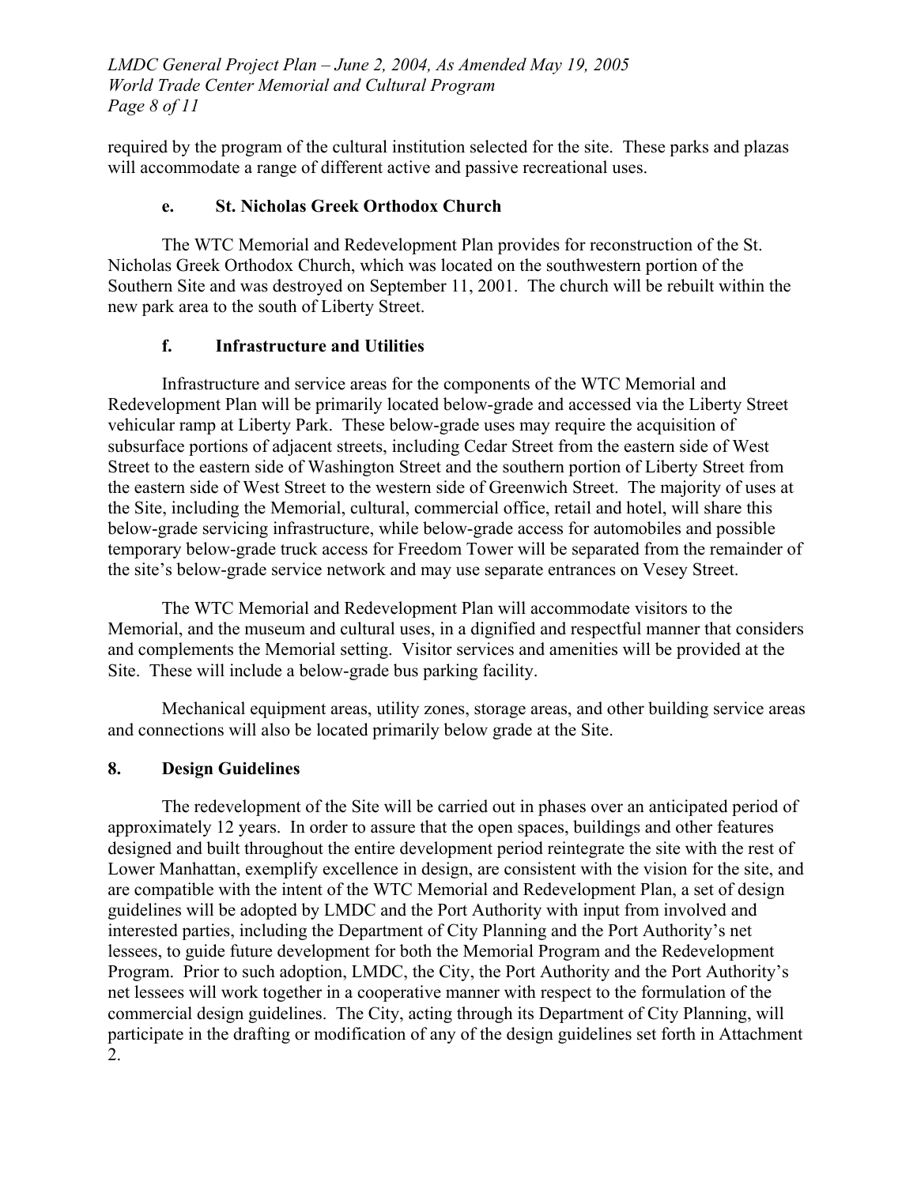required by the program of the cultural institution selected for the site. These parks and plazas will accommodate a range of different active and passive recreational uses.

#### e. St. Nicholas Greek Orthodox Church

The WTC Memorial and Redevelopment Plan provides for reconstruction of the St. Nicholas Greek Orthodox Church, which was located on the southwestern portion of the Southern Site and was destroyed on September 11, 2001. The church will be rebuilt within the new park area to the south of Liberty Street.

#### f. Infrastructure and Utilities

Infrastructure and service areas for the components of the WTC Memorial and Redevelopment Plan will be primarily located below-grade and accessed via the Liberty Street vehicular ramp at Liberty Park. These below-grade uses may require the acquisition of subsurface portions of adjacent streets, including Cedar Street from the eastern side of West Street to the eastern side of Washington Street and the southern portion of Liberty Street from the eastern side of West Street to the western side of Greenwich Street. The majority of uses at the Site, including the Memorial, cultural, commercial office, retail and hotel, will share this below-grade servicing infrastructure, while below-grade access for automobiles and possible temporary below-grade truck access for Freedom Tower will be separated from the remainder of the site's below-grade service network and may use separate entrances on Vesey Street.

The WTC Memorial and Redevelopment Plan will accommodate visitors to the Memorial, and the museum and cultural uses, in a dignified and respectful manner that considers and complements the Memorial setting. Visitor services and amenities will be provided at the Site. These will include a below-grade bus parking facility.

Mechanical equipment areas, utility zones, storage areas, and other building service areas and connections will also be located primarily below grade at the Site.

### 8. Design Guidelines

The redevelopment of the Site will be carried out in phases over an anticipated period of approximately 12 years. In order to assure that the open spaces, buildings and other features designed and built throughout the entire development period reintegrate the site with the rest of Lower Manhattan, exemplify excellence in design, are consistent with the vision for the site, and are compatible with the intent of the WTC Memorial and Redevelopment Plan, a set of design guidelines will be adopted by LMDC and the Port Authority with input from involved and interested parties, including the Department of City Planning and the Port Authority's net lessees, to guide future development for both the Memorial Program and the Redevelopment Program. Prior to such adoption, LMDC, the City, the Port Authority and the Port Authority's net lessees will work together in a cooperative manner with respect to the formulation of the commercial design guidelines. The City, acting through its Department of City Planning, will participate in the drafting or modification of any of the design guidelines set forth in Attachment 2.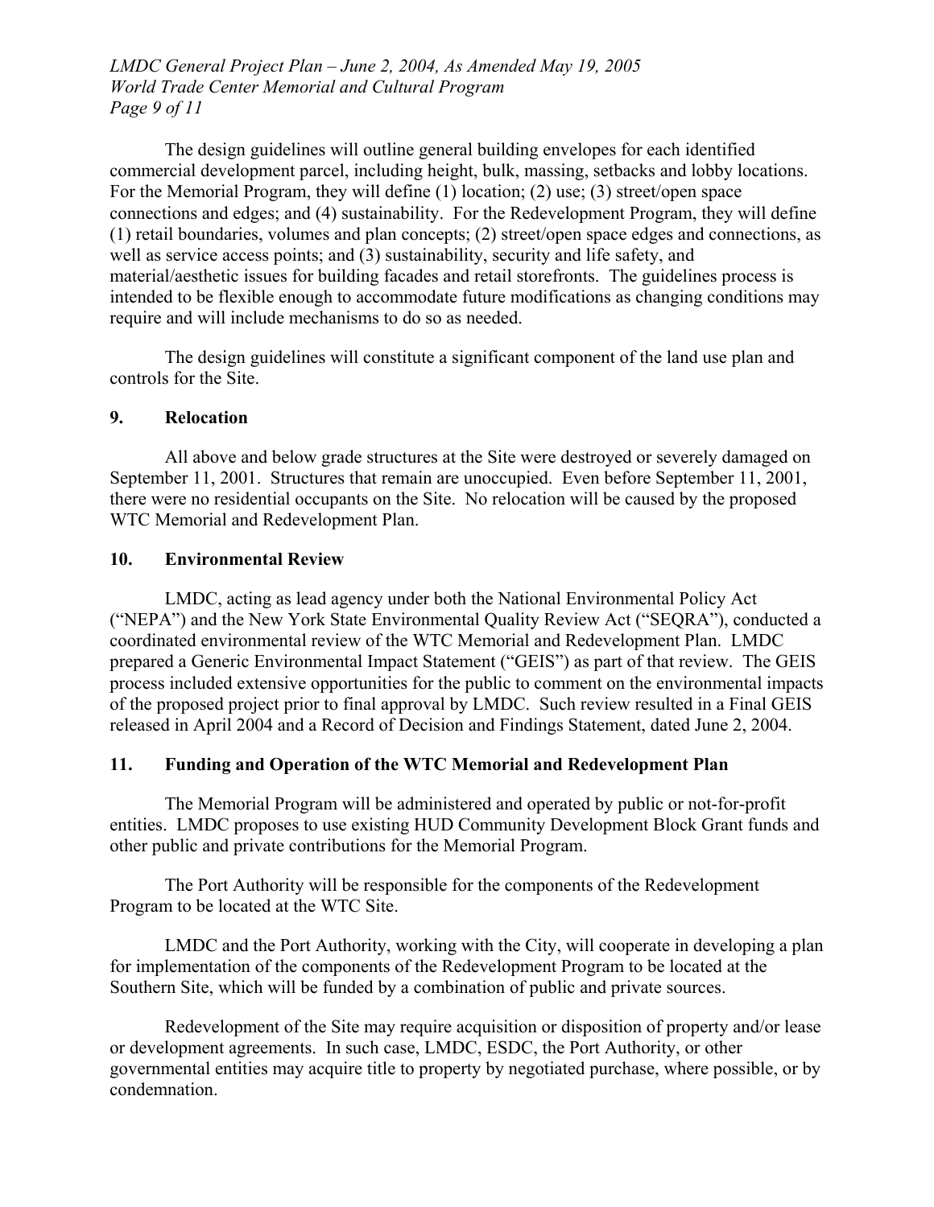The design guidelines will outline general building envelopes for each identified commercial development parcel, including height, bulk, massing, setbacks and lobby locations. For the Memorial Program, they will define (1) location; (2) use; (3) street/open space connections and edges; and (4) sustainability. For the Redevelopment Program, they will define (1) retail boundaries, volumes and plan concepts; (2) street/open space edges and connections, as well as service access points; and (3) sustainability, security and life safety, and material/aesthetic issues for building facades and retail storefronts. The guidelines process is intended to be flexible enough to accommodate future modifications as changing conditions may require and will include mechanisms to do so as needed.

The design guidelines will constitute a significant component of the land use plan and controls for the Site.

## 9. Relocation

All above and below grade structures at the Site were destroyed or severely damaged on September 11, 2001. Structures that remain are unoccupied. Even before September 11, 2001, there were no residential occupants on the Site. No relocation will be caused by the proposed WTC Memorial and Redevelopment Plan.

## 10. Environmental Review

LMDC, acting as lead agency under both the National Environmental Policy Act ("NEPA") and the New York State Environmental Quality Review Act ("SEQRA"), conducted a coordinated environmental review of the WTC Memorial and Redevelopment Plan. LMDC prepared a Generic Environmental Impact Statement ("GEIS") as part of that review. The GEIS process included extensive opportunities for the public to comment on the environmental impacts of the proposed project prior to final approval by LMDC. Such review resulted in a Final GEIS released in April 2004 and a Record of Decision and Findings Statement, dated June 2, 2004.

## 11. Funding and Operation of the WTC Memorial and Redevelopment Plan

The Memorial Program will be administered and operated by public or not-for-profit entities. LMDC proposes to use existing HUD Community Development Block Grant funds and other public and private contributions for the Memorial Program.

The Port Authority will be responsible for the components of the Redevelopment Program to be located at the WTC Site.

LMDC and the Port Authority, working with the City, will cooperate in developing a plan for implementation of the components of the Redevelopment Program to be located at the Southern Site, which will be funded by a combination of public and private sources.

Redevelopment of the Site may require acquisition or disposition of property and/or lease or development agreements. In such case, LMDC, ESDC, the Port Authority, or other governmental entities may acquire title to property by negotiated purchase, where possible, or by condemnation.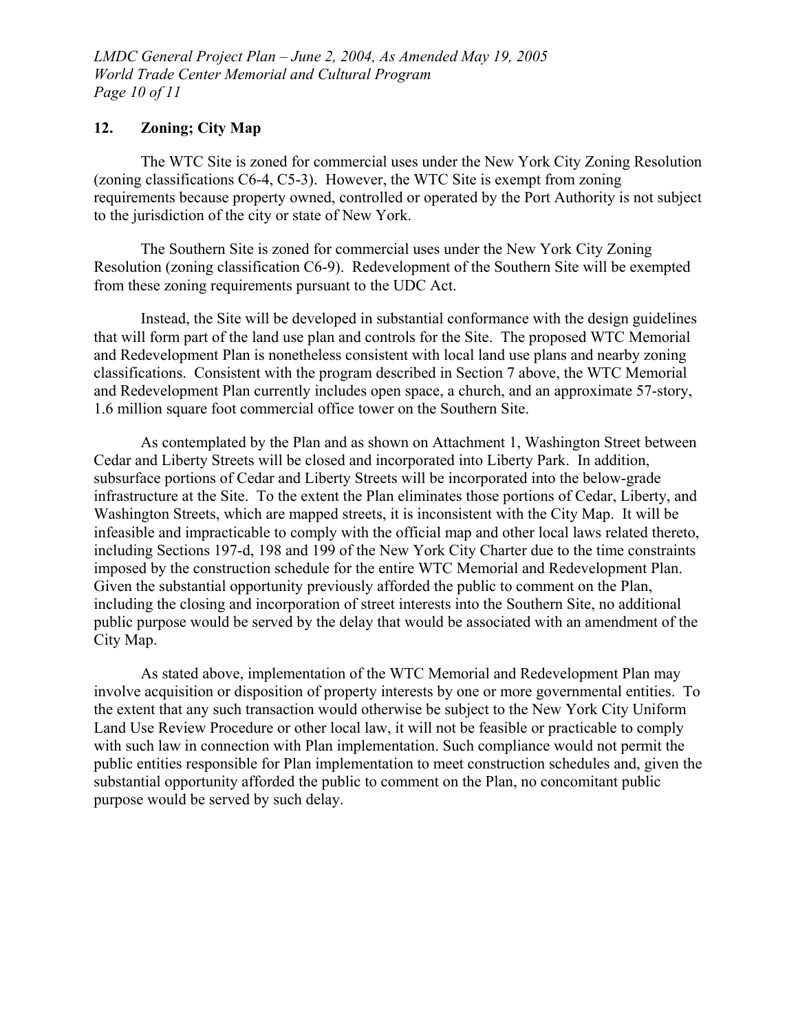## 12. Zoning; City Map

The WTC Site is zoned for commercial uses under the New York City Zoning Resolution (zoning classifications C6-4, C5-3). However, the WTC Site is exempt from zoning requirements because property owned, controlled or operated by the Port Authority is not subject to the jurisdiction of the city or state of New York.

The Southern Site is zoned for commercial uses under the New York City Zoning Resolution (zoning classification C6-9). Redevelopment of the Southern Site will be exempted from these zoning requirements pursuant to the UDC Act.

Instead, the Site will be developed in substantial conformance with the design guidelines that will form part of the land use plan and controls for the Site. The proposed WTC Memorial and Redevelopment Plan is nonetheless consistent with local land use plans and nearby zoning classifications. Consistent with the program described in Section 7 above, the WTC Memorial and Redevelopment Plan currently includes open space, a church, and an approximate 57-story, 1.6 million square foot commercial office tower on the Southern Site.

As contemplated by the Plan and as shown on Attachment 1, Washington Street between Cedar and Liberty Streets will be closed and incorporated into Liberty Park. In addition, subsurface portions of Cedar and Liberty Streets will be incorporated into the below-grade infrastructure at the Site. To the extent the Plan eliminates those portions of Cedar, Liberty, and Washington Streets, which are mapped streets, it is inconsistent with the City Map. It will be infeasible and impracticable to comply with the official map and other local laws related thereto, including Sections 197-d, 198 and 199 of the New York City Charter due to the time constraints imposed by the construction schedule for the entire WTC Memorial and Redevelopment Plan. Given the substantial opportunity previously afforded the public to comment on the Plan, including the closing and incorporation of street interests into the Southern Site, no additional public purpose would be served by the delay that would be associated with an amendment of the City Map.

As stated above, implementation of the WTC Memorial and Redevelopment Plan may involve acquisition or disposition of property interests by one or more governmental entities. To the extent that any such transaction would otherwise be subject to the New York City Uniform Land Use Review Procedure or other local law, it will not be feasible or practicable to comply with such law in connection with Plan implementation. Such compliance would not permit the public entities responsible for Plan implementation to meet construction schedules and, given the substantial opportunity afforded the public to comment on the Plan, no concomitant public purpose would be served by such delay.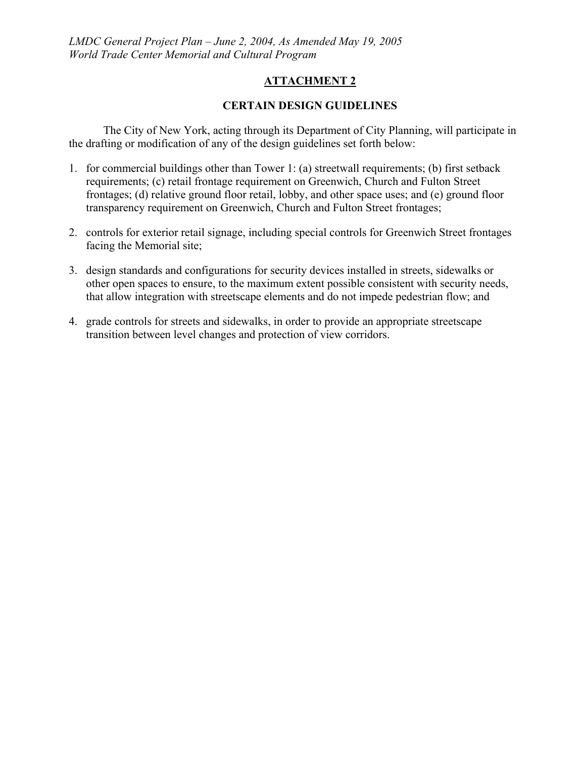## ATTACHMENT 2

### CERTAIN DESIGN GUIDELINES

The City of New York, acting through its Department of City Planning, will participate in the drafting or modification of any of the design guidelines set forth below:

1. for commercial buildings other than Tower 1: (a) streetwall requirements; (b) first setback requirements; (c) retail frontage requirement on Greenwich, Church and Fulton Street frontages; (d) relative ground floor retail, lobby, and other space uses; and (e) ground floor transparency requirement on Greenwich, Church and Fulton Street frontages;

2. controls for exterior retail signage, including special controls for Greenwich Street frontages facing the Memorial site;

3. design standards and configurations for security devices installed in streets, sidewalks or other open spaces to ensure, to the maximum extent possible consistent with security needs, that allow integration with streetscape elements and do not impede pedestrian flow; and

4. grade controls for streets and sidewalks, in order to provide an appropriate streetscape transition between level changes and protection of view corridors.